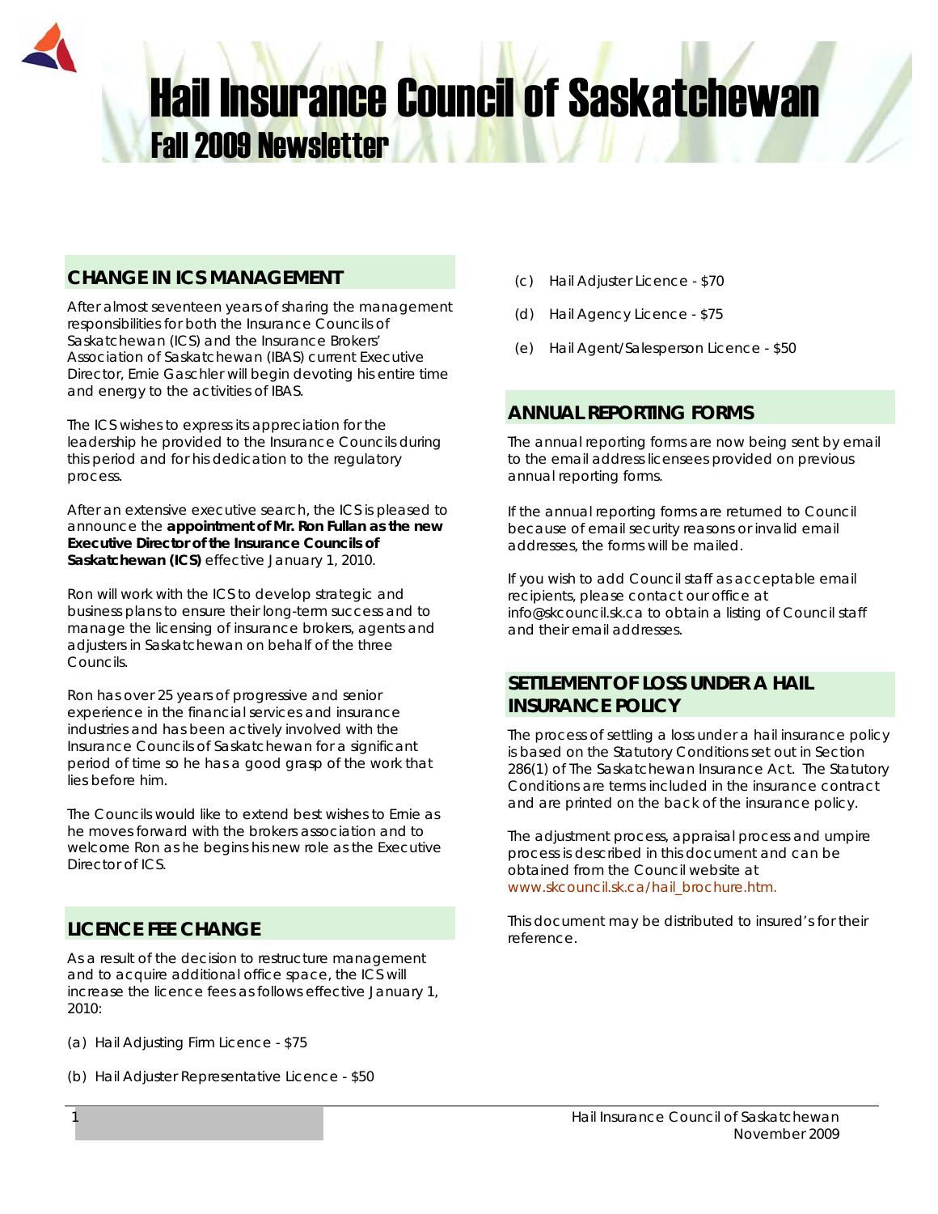# Hail Insurance Council of Saskatchewan

## Fall 2009 Newsletter

## CHANGE IN ICS MANAGEMENT

After almost seventeen years of sharing the management responsibilities for both the Insurance Councils of Saskatchewan (ICS) and the Insurance Brokers' Association of Saskatchewan (IBAS) current Executive Director, Ernie Gaschler will begin devoting his entire time and energy to the activities of IBAS.

The ICS wishes to express its appreciation for the leadership he provided to the Insurance Councils during this period and for his dedication to the regulatory process.

After an extensive executive search, the ICS is pleased to announce the **appointment of Mr. Ron Fullan as the new Executive Director of the Insurance Councils of Saskatchewan (ICS)** effective January 1, 2010.

Ron will work with the ICS to develop strategic and business plans to ensure their long-term success and to manage the licensing of insurance brokers, agents and adjusters in Saskatchewan on behalf of the three Councils.

Ron has over 25 years of progressive and senior experience in the financial services and insurance industries and has been actively involved with the Insurance Councils of Saskatchewan for a significant period of time so he has a good grasp of the work that lies before him.

The Councils would like to extend best wishes to Ernie as he moves forward with the brokers association and to welcome Ron as he begins his new role as the Executive Director of ICS.

## LICENCE FEE CHANGE

As a result of the decision to restructure management and to acquire additional office space, the ICS will increase the licence fees as follows effective January 1, 2010:

(a) Hail Adjusting Firm Licence - $75

(b) Hail Adjuster Representative Licence - $50

(c) Hail Adjuster Licence - $70

(d) Hail Agency Licence - $75

(e) Hail Agent/Salesperson Licence - $50

## ANNUAL REPORTING FORMS

The annual reporting forms are now being sent by email to the email address licensees provided on previous annual reporting forms.

If the annual reporting forms are returned to Council because of email security reasons or invalid email addresses, the forms will be mailed.

If you wish to add Council staff as acceptable email recipients, please contact our office at info@skcouncil.sk.ca to obtain a listing of Council staff and their email addresses.

## SETTLEMENT OF LOSS UNDER A HAIL INSURANCE POLICY

The process of settling a loss under a hail insurance policy is based on the Statutory Conditions set out in Section 286(1) of The Saskatchewan Insurance Act. The Statutory Conditions are terms included in the insurance contract and are printed on the back of the insurance policy.

The adjustment process, appraisal process and umpire process is described in this document and can be obtained from the Council website at www.skcouncil.sk.ca/hail_brochure.htm.

This document may be distributed to insured's for their reference.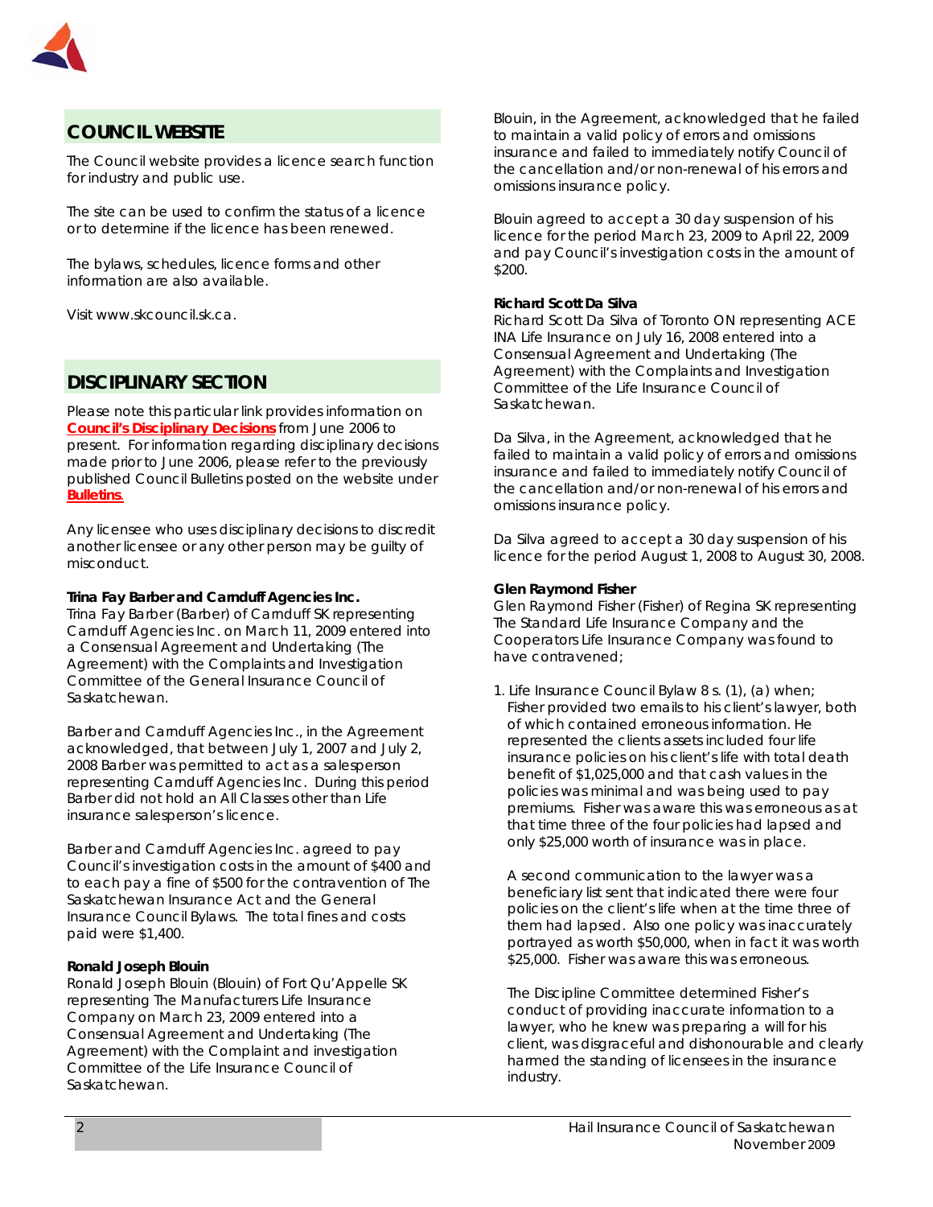## COUNCIL WEBSITE

The Council website provides a licence search function for industry and public use.

The site can be used to confirm the status of a licence or to determine if the licence has been renewed.

The bylaws, schedules, licence forms and other information are also available.

Visit www.skcouncil.sk.ca.

## DISCIPLINARY SECTION

Please note this particular link provides information on **Council's Disciplinary Decisions** from June 2006 to present. For information regarding disciplinary decisions made prior to June 2006, please refer to the previously published Council Bulletins posted on the website under **Bulletins**.

Any licensee who uses disciplinary decisions to discredit another licensee or any other person may be guilty of misconduct.

**Trina Fay Barber and Carnduff Agencies Inc.**

Trina Fay Barber (Barber) of Carnduff SK representing Carnduff Agencies Inc. on March 11, 2009 entered into a Consensual Agreement and Undertaking (The Agreement) with the Complaints and Investigation Committee of the General Insurance Council of Saskatchewan.

Barber and Carnduff Agencies Inc., in the Agreement acknowledged, that between July 1, 2007 and July 2, 2008 Barber was permitted to act as a salesperson representing Carnduff Agencies Inc. During this period Barber did not hold an All Classes other than Life insurance salesperson's licence.

Barber and Carnduff Agencies Inc. agreed to pay Council's investigation costs in the amount of $400 and to each pay a fine of $500 for the contravention of The Saskatchewan Insurance Act and the General Insurance Council Bylaws. The total fines and costs paid were $1,400.

**Ronald Joseph Blouin**

Ronald Joseph Blouin (Blouin) of Fort Qu'Appelle SK representing The Manufacturers Life Insurance Company on March 23, 2009 entered into a Consensual Agreement and Undertaking (The Agreement) with the Complaint and investigation Committee of the Life Insurance Council of Saskatchewan.

Blouin, in the Agreement, acknowledged that he failed to maintain a valid policy of errors and omissions insurance and failed to immediately notify Council of the cancellation and/or non-renewal of his errors and omissions insurance policy.

Blouin agreed to accept a 30 day suspension of his licence for the period March 23, 2009 to April 22, 2009 and pay Council's investigation costs in the amount of $200.

**Richard Scott Da Silva**

Richard Scott Da Silva of Toronto ON representing ACE INA Life Insurance on July 16, 2008 entered into a Consensual Agreement and Undertaking (The Agreement) with the Complaints and Investigation Committee of the Life Insurance Council of Saskatchewan.

Da Silva, in the Agreement, acknowledged that he failed to maintain a valid policy of errors and omissions insurance and failed to immediately notify Council of the cancellation and/or non-renewal of his errors and omissions insurance policy.

Da Silva agreed to accept a 30 day suspension of his licence for the period August 1, 2008 to August 30, 2008.

**Glen Raymond Fisher**

Glen Raymond Fisher (Fisher) of Regina SK representing The Standard Life Insurance Company and the Cooperators Life Insurance Company was found to have contravened;

1. Life Insurance Council Bylaw 8 s. (1), (a) when; Fisher provided two emails to his client's lawyer, both of which contained erroneous information. He represented the clients assets included four life insurance policies on his client's life with total death benefit of $1,025,000 and that cash values in the policies was minimal and was being used to pay premiums. Fisher was aware this was erroneous as at that time three of the four policies had lapsed and only $25,000 worth of insurance was in place.

   A second communication to the lawyer was a beneficiary list sent that indicated there were four policies on the client's life when at the time three of them had lapsed. Also one policy was inaccurately portrayed as worth $50,000, when in fact it was worth $25,000. Fisher was aware this was erroneous.

   The Discipline Committee determined Fisher's conduct of providing inaccurate information to a lawyer, who he knew was preparing a will for his client, was disgraceful and dishonourable and clearly harmed the standing of licensees in the insurance industry.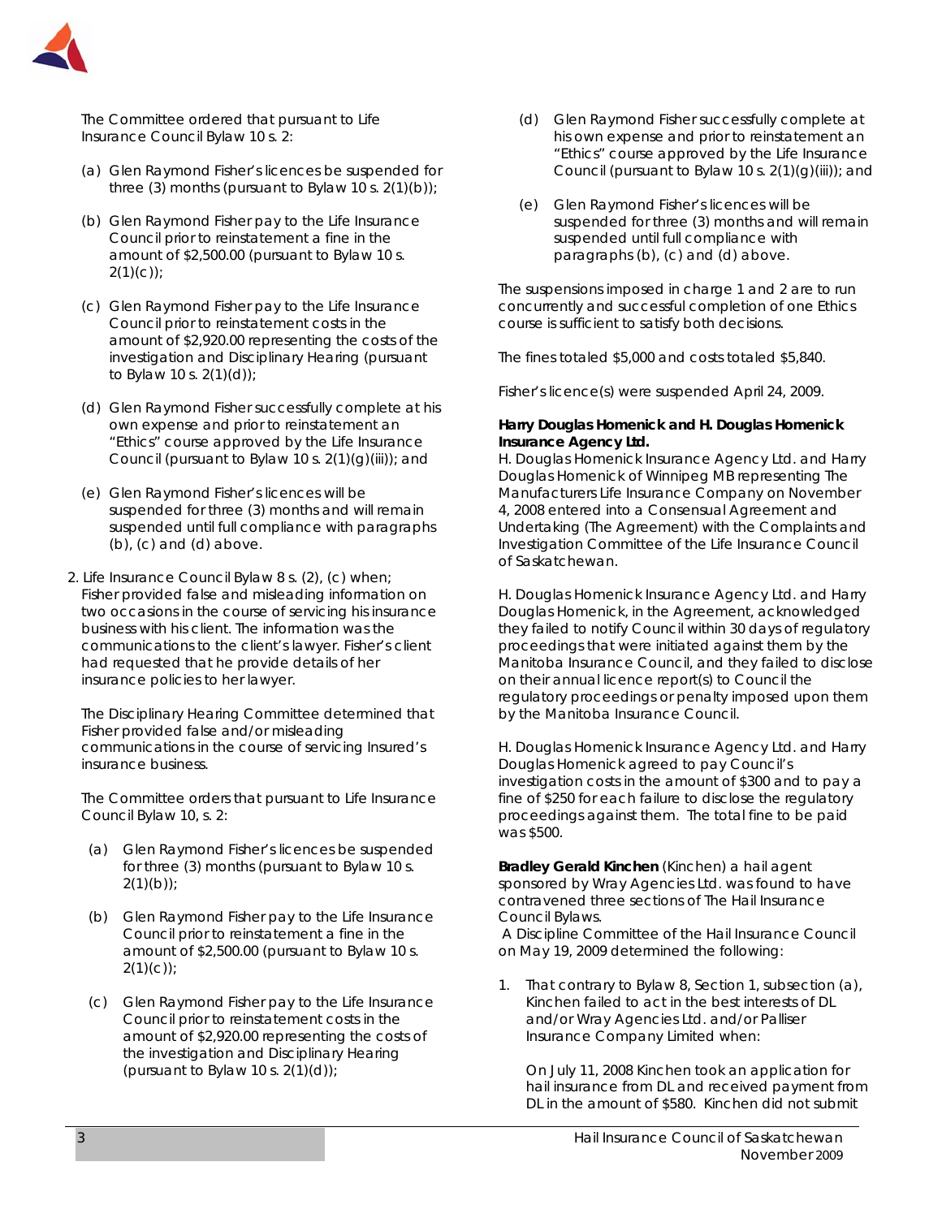The Committee ordered that pursuant to Life Insurance Council Bylaw 10 s. 2:

(a) Glen Raymond Fisher's licences be suspended for three (3) months (pursuant to Bylaw 10 s. 2(1)(b));

(b) Glen Raymond Fisher pay to the Life Insurance Council prior to reinstatement a fine in the amount of $2,500.00 (pursuant to Bylaw 10 s. 2(1)(c));

(c) Glen Raymond Fisher pay to the Life Insurance Council prior to reinstatement costs in the amount of $2,920.00 representing the costs of the investigation and Disciplinary Hearing (pursuant to Bylaw 10 s. 2(1)(d));

(d) Glen Raymond Fisher successfully complete at his own expense and prior to reinstatement an "Ethics" course approved by the Life Insurance Council (pursuant to Bylaw 10 s. 2(1)(g)(iii)); and

(e) Glen Raymond Fisher's licences will be suspended for three (3) months and will remain suspended until full compliance with paragraphs (b), (c) and (d) above.

2. Life Insurance Council Bylaw 8 s. (2), (c) when; Fisher provided false and misleading information on two occasions in the course of servicing his insurance business with his client. The information was the communications to the client's lawyer. Fisher's client had requested that he provide details of her insurance policies to her lawyer.

   The Disciplinary Hearing Committee determined that Fisher provided false and/or misleading communications in the course of servicing Insured's insurance business.

   The Committee orders that pursuant to Life Insurance Council Bylaw 10, s. 2:

   (a) Glen Raymond Fisher's licences be suspended for three (3) months (pursuant to Bylaw 10 s. 2(1)(b));

   (b) Glen Raymond Fisher pay to the Life Insurance Council prior to reinstatement a fine in the amount of $2,500.00 (pursuant to Bylaw 10 s. 2(1)(c));

   (c) Glen Raymond Fisher pay to the Life Insurance Council prior to reinstatement costs in the amount of $2,920.00 representing the costs of the investigation and Disciplinary Hearing (pursuant to Bylaw 10 s. 2(1)(d));

   (d) Glen Raymond Fisher successfully complete at his own expense and prior to reinstatement an "Ethics" course approved by the Life Insurance Council (pursuant to Bylaw 10 s. 2(1)(g)(iii)); and

   (e) Glen Raymond Fisher's licences will be suspended for three (3) months and will remain suspended until full compliance with paragraphs (b), (c) and (d) above.

The suspensions imposed in charge 1 and 2 are to run concurrently and successful completion of one Ethics course is sufficient to satisfy both decisions.

The fines totaled $5,000 and costs totaled $5,840.

Fisher's licence(s) were suspended April 24, 2009.

**Harry Douglas Homenick and H. Douglas Homenick Insurance Agency Ltd.**
H. Douglas Homenick Insurance Agency Ltd. and Harry Douglas Homenick of Winnipeg MB representing The Manufacturers Life Insurance Company on November 4, 2008 entered into a Consensual Agreement and Undertaking (The Agreement) with the Complaints and Investigation Committee of the Life Insurance Council of Saskatchewan.

H. Douglas Homenick Insurance Agency Ltd. and Harry Douglas Homenick, in the Agreement, acknowledged they failed to notify Council within 30 days of regulatory proceedings that were initiated against them by the Manitoba Insurance Council, and they failed to disclose on their annual licence report(s) to Council the regulatory proceedings or penalty imposed upon them by the Manitoba Insurance Council.

H. Douglas Homenick Insurance Agency Ltd. and Harry Douglas Homenick agreed to pay Council's investigation costs in the amount of $300 and to pay a fine of $250 for each failure to disclose the regulatory proceedings against them. The total fine to be paid was $500.

**Bradley Gerald Kinchen** (Kinchen) a hail agent sponsored by Wray Agencies Ltd. was found to have contravened three sections of The Hail Insurance Council Bylaws.
A Discipline Committee of the Hail Insurance Council on May 19, 2009 determined the following:

1. That contrary to Bylaw 8, Section 1, subsection (a), Kinchen failed to act in the best interests of DL and/or Wray Agencies Ltd. and/or Palliser Insurance Company Limited when:

   On July 11, 2008 Kinchen took an application for hail insurance from DL and received payment from DL in the amount of $580. Kinchen did not submit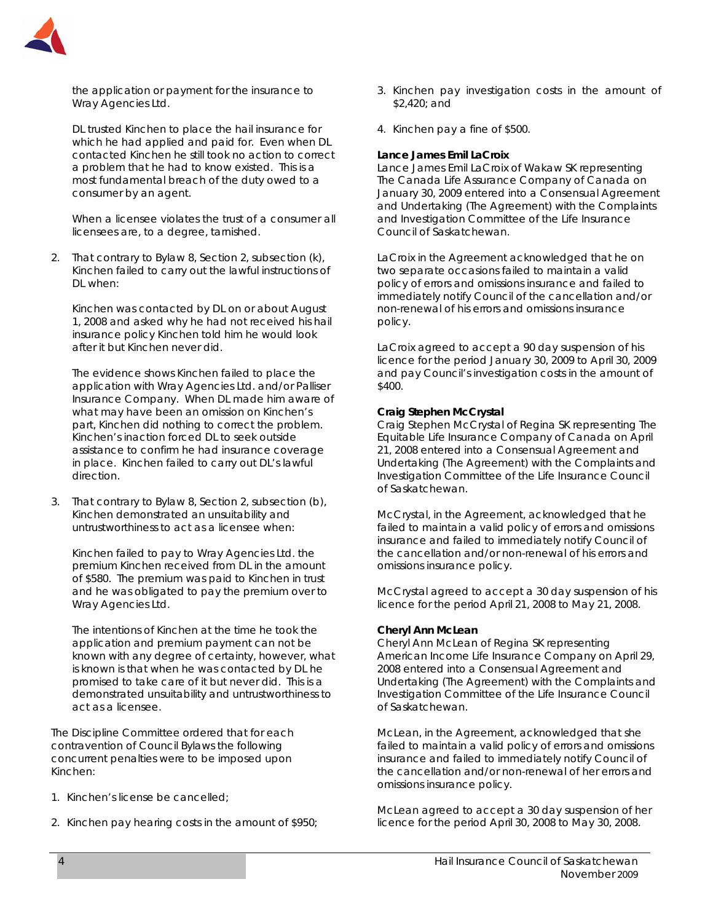the application or payment for the insurance to Wray Agencies Ltd.

DL trusted Kinchen to place the hail insurance for which he had applied and paid for. Even when DL contacted Kinchen he still took no action to correct a problem that he had to know existed. This is a most fundamental breach of the duty owed to a consumer by an agent.

When a licensee violates the trust of a consumer all licensees are, to a degree, tarnished.

2. That contrary to Bylaw 8, Section 2, subsection (k), Kinchen failed to carry out the lawful instructions of DL when:

   Kinchen was contacted by DL on or about August 1, 2008 and asked why he had not received his hail insurance policy Kinchen told him he would look after it but Kinchen never did.

   The evidence shows Kinchen failed to place the application with Wray Agencies Ltd. and/or Palliser Insurance Company. When DL made him aware of what may have been an omission on Kinchen's part, Kinchen did nothing to correct the problem. Kinchen's inaction forced DL to seek outside assistance to confirm he had insurance coverage in place. Kinchen failed to carry out DL's lawful direction.

3. That contrary to Bylaw 8, Section 2, subsection (b), Kinchen demonstrated an unsuitability and untrustworthiness to act as a licensee when:

   Kinchen failed to pay to Wray Agencies Ltd. the premium Kinchen received from DL in the amount of $580. The premium was paid to Kinchen in trust and he was obligated to pay the premium over to Wray Agencies Ltd.

   The intentions of Kinchen at the time he took the application and premium payment can not be known with any degree of certainty, however, what is known is that when he was contacted by DL he promised to take care of it but never did. This is a demonstrated unsuitability and untrustworthiness to act as a licensee.

The Discipline Committee ordered that for each contravention of Council Bylaws the following concurrent penalties were to be imposed upon Kinchen:

1. Kinchen's license be cancelled;
2. Kinchen pay hearing costs in the amount of $950;
3. Kinchen pay investigation costs in the amount of $2,420; and
4. Kinchen pay a fine of $500.

**Lance James Emil LaCroix**

Lance James Emil LaCroix of Wakaw SK representing The Canada Life Assurance Company of Canada on January 30, 2009 entered into a Consensual Agreement and Undertaking (The Agreement) with the Complaints and Investigation Committee of the Life Insurance Council of Saskatchewan.

LaCroix in the Agreement acknowledged that he on two separate occasions failed to maintain a valid policy of errors and omissions insurance and failed to immediately notify Council of the cancellation and/or non-renewal of his errors and omissions insurance policy.

LaCroix agreed to accept a 90 day suspension of his licence for the period January 30, 2009 to April 30, 2009 and pay Council's investigation costs in the amount of $400.

**Craig Stephen McCrystal**

Craig Stephen McCrystal of Regina SK representing The Equitable Life Insurance Company of Canada on April 21, 2008 entered into a Consensual Agreement and Undertaking (The Agreement) with the Complaints and Investigation Committee of the Life Insurance Council of Saskatchewan.

McCrystal, in the Agreement, acknowledged that he failed to maintain a valid policy of errors and omissions insurance and failed to immediately notify Council of the cancellation and/or non-renewal of his errors and omissions insurance policy.

McCrystal agreed to accept a 30 day suspension of his licence for the period April 21, 2008 to May 21, 2008.

**Cheryl Ann McLean**

Cheryl Ann McLean of Regina SK representing American Income Life Insurance Company on April 29, 2008 entered into a Consensual Agreement and Undertaking (The Agreement) with the Complaints and Investigation Committee of the Life Insurance Council of Saskatchewan.

McLean, in the Agreement, acknowledged that she failed to maintain a valid policy of errors and omissions insurance and failed to immediately notify Council of the cancellation and/or non-renewal of her errors and omissions insurance policy.

McLean agreed to accept a 30 day suspension of her licence for the period April 30, 2008 to May 30, 2008.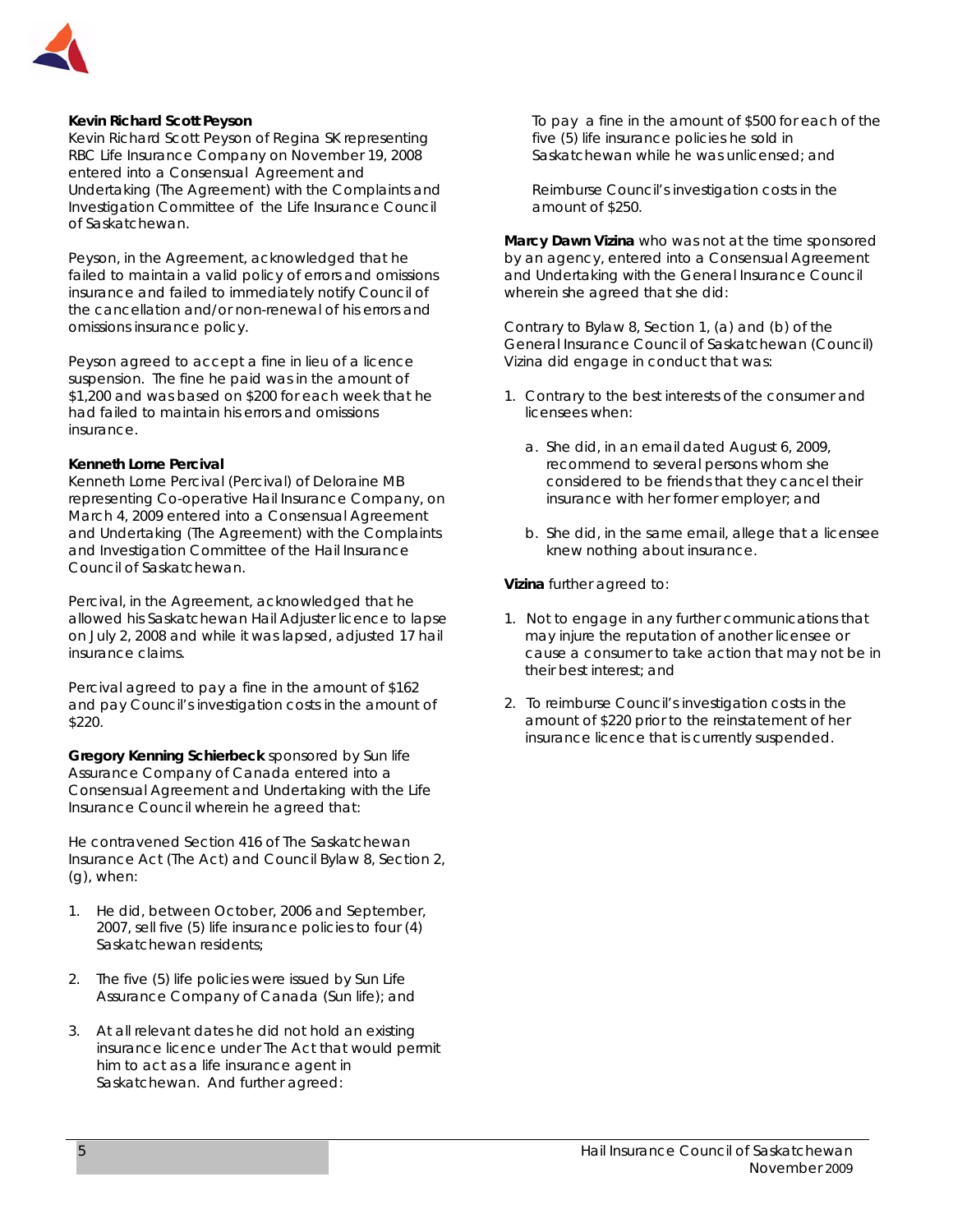**Kevin Richard Scott Peyson**
Kevin Richard Scott Peyson of Regina SK representing RBC Life Insurance Company on November 19, 2008 entered into a Consensual Agreement and Undertaking (The Agreement) with the Complaints and Investigation Committee of the Life Insurance Council of Saskatchewan.

Peyson, in the Agreement, acknowledged that he failed to maintain a valid policy of errors and omissions insurance and failed to immediately notify Council of the cancellation and/or non-renewal of his errors and omissions insurance policy.

Peyson agreed to accept a fine in lieu of a licence suspension. The fine he paid was in the amount of $1,200 and was based on $200 for each week that he had failed to maintain his errors and omissions insurance.

**Kenneth Lorne Percival**
Kenneth Lorne Percival (Percival) of Deloraine MB representing Co-operative Hail Insurance Company, on March 4, 2009 entered into a Consensual Agreement and Undertaking (The Agreement) with the Complaints and Investigation Committee of the Hail Insurance Council of Saskatchewan.

Percival, in the Agreement, acknowledged that he allowed his Saskatchewan Hail Adjuster licence to lapse on July 2, 2008 and while it was lapsed, adjusted 17 hail insurance claims.

Percival agreed to pay a fine in the amount of $162 and pay Council's investigation costs in the amount of $220.

**Gregory Kenning Schierbeck** sponsored by Sun life Assurance Company of Canada entered into a Consensual Agreement and Undertaking with the Life Insurance Council wherein he agreed that:

He contravened Section 416 of The Saskatchewan Insurance Act (The Act) and Council Bylaw 8, Section 2, (g), when:

1. He did, between October, 2006 and September, 2007, sell five (5) life insurance policies to four (4) Saskatchewan residents;
2. The five (5) life policies were issued by Sun Life Assurance Company of Canada (Sun life); and
3. At all relevant dates he did not hold an existing insurance licence under The Act that would permit him to act as a life insurance agent in Saskatchewan. And further agreed:

To pay a fine in the amount of $500 for each of the five (5) life insurance policies he sold in Saskatchewan while he was unlicensed; and

Reimburse Council's investigation costs in the amount of $250.

**Marcy Dawn Vizina** who was not at the time sponsored by an agency, entered into a Consensual Agreement and Undertaking with the General Insurance Council wherein she agreed that she did:

Contrary to Bylaw 8, Section 1, (a) and (b) of the General Insurance Council of Saskatchewan (Council) Vizina did engage in conduct that was:

1. Contrary to the best interests of the consumer and licensees when:
   a. She did, in an email dated August 6, 2009, recommend to several persons whom she considered to be friends that they cancel their insurance with her former employer; and
   b. She did, in the same email, allege that a licensee knew nothing about insurance.

**Vizina** further agreed to:

1. Not to engage in any further communications that may injure the reputation of another licensee or cause a consumer to take action that may not be in their best interest; and
2. To reimburse Council's investigation costs in the amount of $220 prior to the reinstatement of her insurance licence that is currently suspended.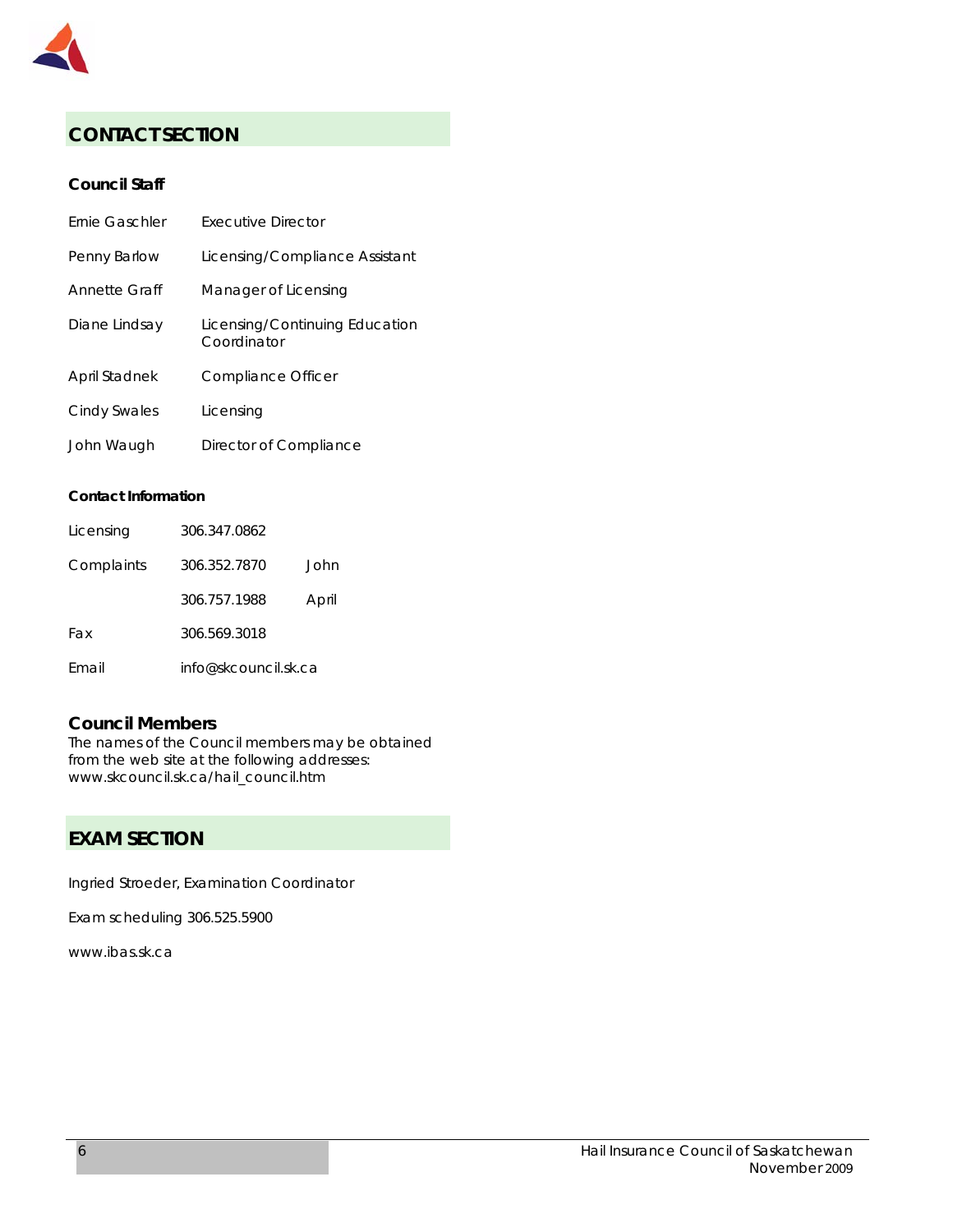## CONTACT SECTION

### Council Staff

| | |
|---|---|
| Ernie Gaschler | Executive Director |
| Penny Barlow | Licensing/Compliance Assistant |
| Annette Graff | Manager of Licensing |
| Diane Lindsay | Licensing/Continuing Education Coordinator |
| April Stadnek | Compliance Officer |
| Cindy Swales | Licensing |
| John Waugh | Director of Compliance |

#### Contact Information

| | | |
|---|---|---|
| Licensing | 306.347.0862 | |
| Complaints | 306.352.7870 | John |
| | 306.757.1988 | April |
| Fax | 306.569.3018 | |
| Email | info@skcouncil.sk.ca | |

### Council Members

The names of the Council members may be obtained from the web site at the following addresses:
www.skcouncil.sk.ca/hail_council.htm

## EXAM SECTION

Ingried Stroeder, Examination Coordinator

Exam scheduling 306.525.5900

www.ibas.sk.ca